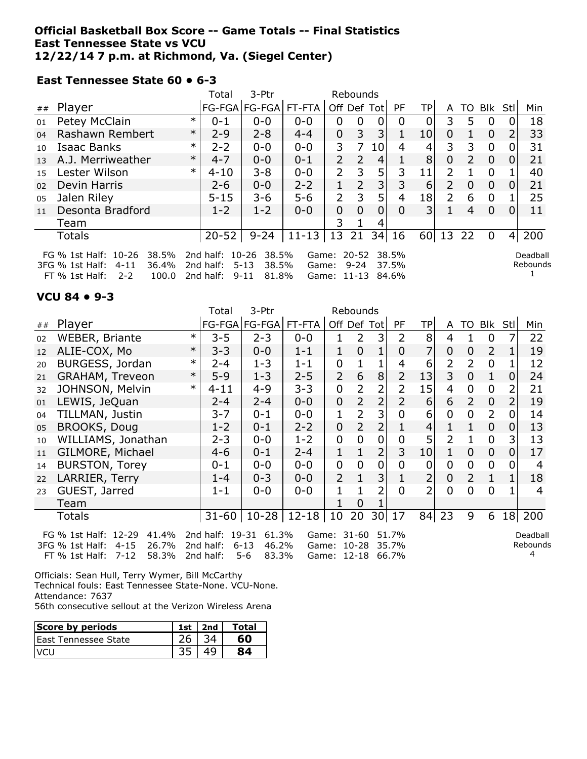**Official Basketball Box Score -- Game Totals -- Final Statistics**
**East Tennessee State vs VCU**
**12/22/14 7 p.m. at Richmond, Va. (Siegel Center)**

### East Tennessee State 60 • 6-3

| ## | Player | | Total FG-FGA | 3-Ptr FG-FGA | FT-FTA | Rebounds Off | Def | Tot | PF | TP | A | TO | Blk | Stl | Min |
|---|---|---|---|---|---|---|---|---|---|---|---|---|---|---|---|
| 01 | Petey McClain | * | 0-1 | 0-0 | 0-0 | 0 | 0 | 0 | 0 | 0 | 3 | 5 | 0 | 0 | 18 |
| 04 | Rashawn Rembert | * | 2-9 | 2-8 | 4-4 | 0 | 3 | 3 | 1 | 10 | 0 | 1 | 0 | 2 | 33 |
| 10 | Isaac Banks | * | 2-2 | 0-0 | 0-0 | 3 | 7 | 10 | 4 | 4 | 3 | 3 | 0 | 0 | 31 |
| 13 | A.J. Merriweather | * | 4-7 | 0-0 | 0-1 | 2 | 2 | 4 | 1 | 8 | 0 | 2 | 0 | 0 | 21 |
| 15 | Lester Wilson | * | 4-10 | 3-8 | 0-0 | 2 | 3 | 5 | 3 | 11 | 2 | 1 | 0 | 1 | 40 |
| 02 | Devin Harris | | 2-6 | 0-0 | 2-2 | 1 | 2 | 3 | 3 | 6 | 2 | 0 | 0 | 0 | 21 |
| 05 | Jalen Riley | | 5-15 | 3-6 | 5-6 | 2 | 3 | 5 | 4 | 18 | 2 | 6 | 0 | 1 | 25 |
| 11 | Desonta Bradford | | 1-2 | 1-2 | 0-0 | 0 | 0 | 0 | 0 | 3 | 1 | 4 | 0 | 0 | 11 |
| | Team | | | | | 3 | 1 | 4 | | | | | | | |
| | Totals | | 20-52 | 9-24 | 11-13 | 13 | 21 | 34 | 16 | 60 | 13 | 22 | 0 | 4 | 200 |

FG % 1st Half: 10-26 38.5% 2nd half: 10-26 38.5% Game: 20-52 38.5%
3FG % 1st Half: 4-11 36.4% 2nd half: 5-13 38.5% Game: 9-24 37.5%
FT % 1st Half: 2-2 100.0 2nd half: 9-11 81.8% Game: 11-13 84.6%

Deadball Rebounds 1

### VCU 84 • 9-3

| ## | Player | | Total FG-FGA | 3-Ptr FG-FGA | FT-FTA | Rebounds Off | Def | Tot | PF | TP | A | TO | Blk | Stl | Min |
|---|---|---|---|---|---|---|---|---|---|---|---|---|---|---|---|
| 02 | WEBER, Briante | * | 3-5 | 2-3 | 0-0 | 1 | 2 | 3 | 2 | 8 | 4 | 1 | 0 | 7 | 22 |
| 12 | ALIE-COX, Mo | * | 3-3 | 0-0 | 1-1 | 1 | 0 | 1 | 0 | 7 | 0 | 0 | 2 | 1 | 19 |
| 20 | BURGESS, Jordan | * | 2-4 | 1-3 | 1-1 | 0 | 1 | 1 | 4 | 6 | 2 | 2 | 0 | 1 | 12 |
| 21 | GRAHAM, Treveon | * | 5-9 | 1-3 | 2-5 | 2 | 6 | 8 | 2 | 13 | 3 | 0 | 1 | 0 | 24 |
| 32 | JOHNSON, Melvin | * | 4-11 | 4-9 | 3-3 | 0 | 2 | 2 | 2 | 15 | 4 | 0 | 0 | 2 | 21 |
| 01 | LEWIS, JeQuan | | 2-4 | 2-4 | 0-0 | 0 | 2 | 2 | 2 | 6 | 6 | 2 | 0 | 2 | 19 |
| 04 | TILLMAN, Justin | | 3-7 | 0-1 | 0-0 | 1 | 2 | 3 | 0 | 6 | 0 | 0 | 2 | 0 | 14 |
| 05 | BROOKS, Doug | | 1-2 | 0-1 | 2-2 | 0 | 2 | 2 | 1 | 4 | 1 | 1 | 0 | 0 | 13 |
| 10 | WILLIAMS, Jonathan | | 2-3 | 0-0 | 1-2 | 0 | 0 | 0 | 0 | 5 | 2 | 1 | 0 | 3 | 13 |
| 11 | GILMORE, Michael | | 4-6 | 0-1 | 2-4 | 1 | 1 | 2 | 3 | 10 | 1 | 0 | 0 | 0 | 17 |
| 14 | BURSTON, Torey | | 0-1 | 0-0 | 0-0 | 0 | 0 | 0 | 0 | 0 | 0 | 0 | 0 | 0 | 4 |
| 22 | LARRIER, Terry | | 1-4 | 0-3 | 0-0 | 2 | 1 | 3 | 1 | 2 | 0 | 2 | 1 | 1 | 18 |
| 23 | GUEST, Jarred | | 1-1 | 0-0 | 0-0 | 1 | 1 | 2 | 0 | 2 | 0 | 0 | 0 | 1 | 4 |
| | Team | | | | | 1 | 0 | 1 | | | | | | | |
| | Totals | | 31-60 | 10-28 | 12-18 | 10 | 20 | 30 | 17 | 84 | 23 | 9 | 6 | 18 | 200 |

FG % 1st Half: 12-29 41.4% 2nd half: 19-31 61.3% Game: 31-60 51.7%
3FG % 1st Half: 4-15 26.7% 2nd half: 6-13 46.2% Game: 10-28 35.7%
FT % 1st Half: 7-12 58.3% 2nd half: 5-6 83.3% Game: 12-18 66.7%

Deadball Rebounds 4

Officials: Sean Hull, Terry Wymer, Bill McCarthy
Technical fouls: East Tennessee State-None. VCU-None.
Attendance: 7637
56th consecutive sellout at the Verizon Wireless Arena

| Score by periods | 1st | 2nd | Total |
|---|---|---|---|
| East Tennessee State | 26 | 34 | **60** |
| VCU | 35 | 49 | **84** |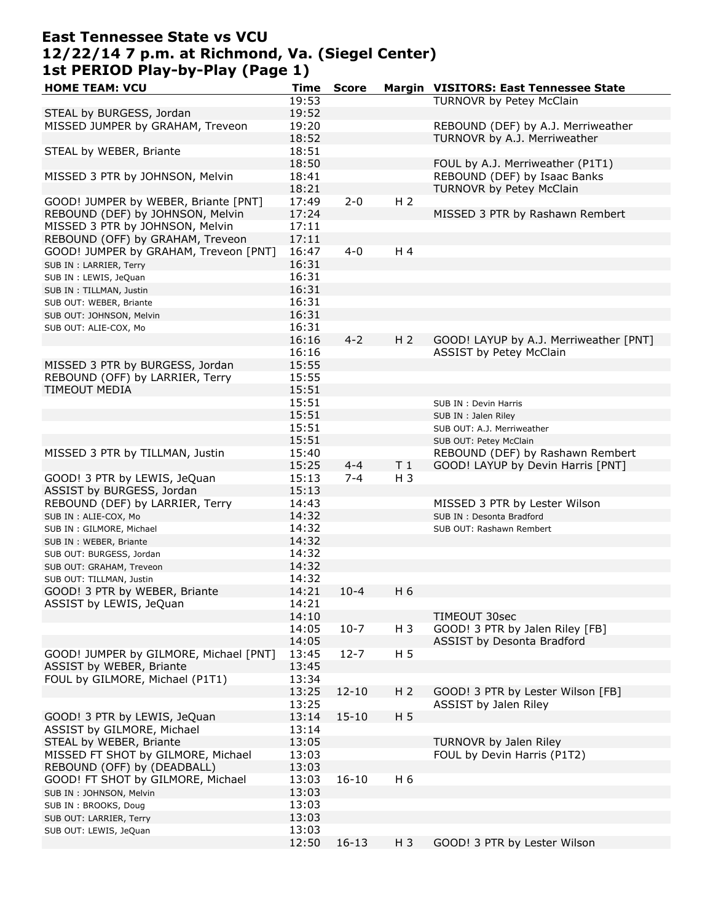# East Tennessee State vs VCU
## 12/22/14 7 p.m. at Richmond, Va. (Siegel Center)
## 1st PERIOD Play-by-Play (Page 1)

| HOME TEAM: VCU | Time | Score | Margin | VISITORS: East Tennessee State |
|---|---|---|---|---|
| | 19:53 | | | TURNOVR by Petey McClain |
| STEAL by BURGESS, Jordan | 19:52 | | | |
| MISSED JUMPER by GRAHAM, Treveon | 19:20 | | | REBOUND (DEF) by A.J. Merriweather |
| | 18:52 | | | TURNOVR by A.J. Merriweather |
| STEAL by WEBER, Briante | 18:51 | | | |
| | 18:50 | | | FOUL by A.J. Merriweather (P1T1) |
| MISSED 3 PTR by JOHNSON, Melvin | 18:41 | | | REBOUND (DEF) by Isaac Banks |
| | 18:21 | | | TURNOVR by Petey McClain |
| GOOD! JUMPER by WEBER, Briante [PNT] | 17:49 | 2-0 | H 2 | |
| REBOUND (DEF) by JOHNSON, Melvin | 17:24 | | | MISSED 3 PTR by Rashawn Rembert |
| MISSED 3 PTR by JOHNSON, Melvin | 17:11 | | | |
| REBOUND (OFF) by GRAHAM, Treveon | 17:11 | | | |
| GOOD! JUMPER by GRAHAM, Treveon [PNT] | 16:47 | 4-0 | H 4 | |
| SUB IN : LARRIER, Terry | 16:31 | | | |
| SUB IN : LEWIS, JeQuan | 16:31 | | | |
| SUB IN : TILLMAN, Justin | 16:31 | | | |
| SUB OUT: WEBER, Briante | 16:31 | | | |
| SUB OUT: JOHNSON, Melvin | 16:31 | | | |
| SUB OUT: ALIE-COX, Mo | 16:31 | | | |
| | 16:16 | 4-2 | H 2 | GOOD! LAYUP by A.J. Merriweather [PNT] |
| | 16:16 | | | ASSIST by Petey McClain |
| MISSED 3 PTR by BURGESS, Jordan | 15:55 | | | |
| REBOUND (OFF) by LARRIER, Terry | 15:55 | | | |
| TIMEOUT MEDIA | 15:51 | | | |
| | 15:51 | | | SUB IN : Devin Harris |
| | 15:51 | | | SUB IN : Jalen Riley |
| | 15:51 | | | SUB OUT: A.J. Merriweather |
| | 15:51 | | | SUB OUT: Petey McClain |
| MISSED 3 PTR by TILLMAN, Justin | 15:40 | | | REBOUND (DEF) by Rashawn Rembert |
| | 15:25 | 4-4 | T 1 | GOOD! LAYUP by Devin Harris [PNT] |
| GOOD! 3 PTR by LEWIS, JeQuan | 15:13 | 7-4 | H 3 | |
| ASSIST by BURGESS, Jordan | 15:13 | | | |
| REBOUND (DEF) by LARRIER, Terry | 14:43 | | | MISSED 3 PTR by Lester Wilson |
| SUB IN : ALIE-COX, Mo | 14:32 | | | SUB IN : Desonta Bradford |
| SUB IN : GILMORE, Michael | 14:32 | | | SUB OUT: Rashawn Rembert |
| SUB IN : WEBER, Briante | 14:32 | | | |
| SUB OUT: BURGESS, Jordan | 14:32 | | | |
| SUB OUT: GRAHAM, Treveon | 14:32 | | | |
| SUB OUT: TILLMAN, Justin | 14:32 | | | |
| GOOD! 3 PTR by WEBER, Briante | 14:21 | 10-4 | H 6 | |
| ASSIST by LEWIS, JeQuan | 14:21 | | | |
| | 14:10 | | | TIMEOUT 30sec |
| | 14:05 | 10-7 | H 3 | GOOD! 3 PTR by Jalen Riley [FB] |
| | 14:05 | | | ASSIST by Desonta Bradford |
| GOOD! JUMPER by GILMORE, Michael [PNT] | 13:45 | 12-7 | H 5 | |
| ASSIST by WEBER, Briante | 13:45 | | | |
| FOUL by GILMORE, Michael (P1T1) | 13:34 | | | |
| | 13:25 | 12-10 | H 2 | GOOD! 3 PTR by Lester Wilson [FB] |
| | 13:25 | | | ASSIST by Jalen Riley |
| GOOD! 3 PTR by LEWIS, JeQuan | 13:14 | 15-10 | H 5 | |
| ASSIST by GILMORE, Michael | 13:14 | | | |
| STEAL by WEBER, Briante | 13:05 | | | TURNOVR by Jalen Riley |
| MISSED FT SHOT by GILMORE, Michael | 13:03 | | | FOUL by Devin Harris (P1T2) |
| REBOUND (OFF) by (DEADBALL) | 13:03 | | | |
| GOOD! FT SHOT by GILMORE, Michael | 13:03 | 16-10 | H 6 | |
| SUB IN : JOHNSON, Melvin | 13:03 | | | |
| SUB IN : BROOKS, Doug | 13:03 | | | |
| SUB OUT: LARRIER, Terry | 13:03 | | | |
| SUB OUT: LEWIS, JeQuan | 13:03 | | | |
| | 12:50 | 16-13 | H 3 | GOOD! 3 PTR by Lester Wilson |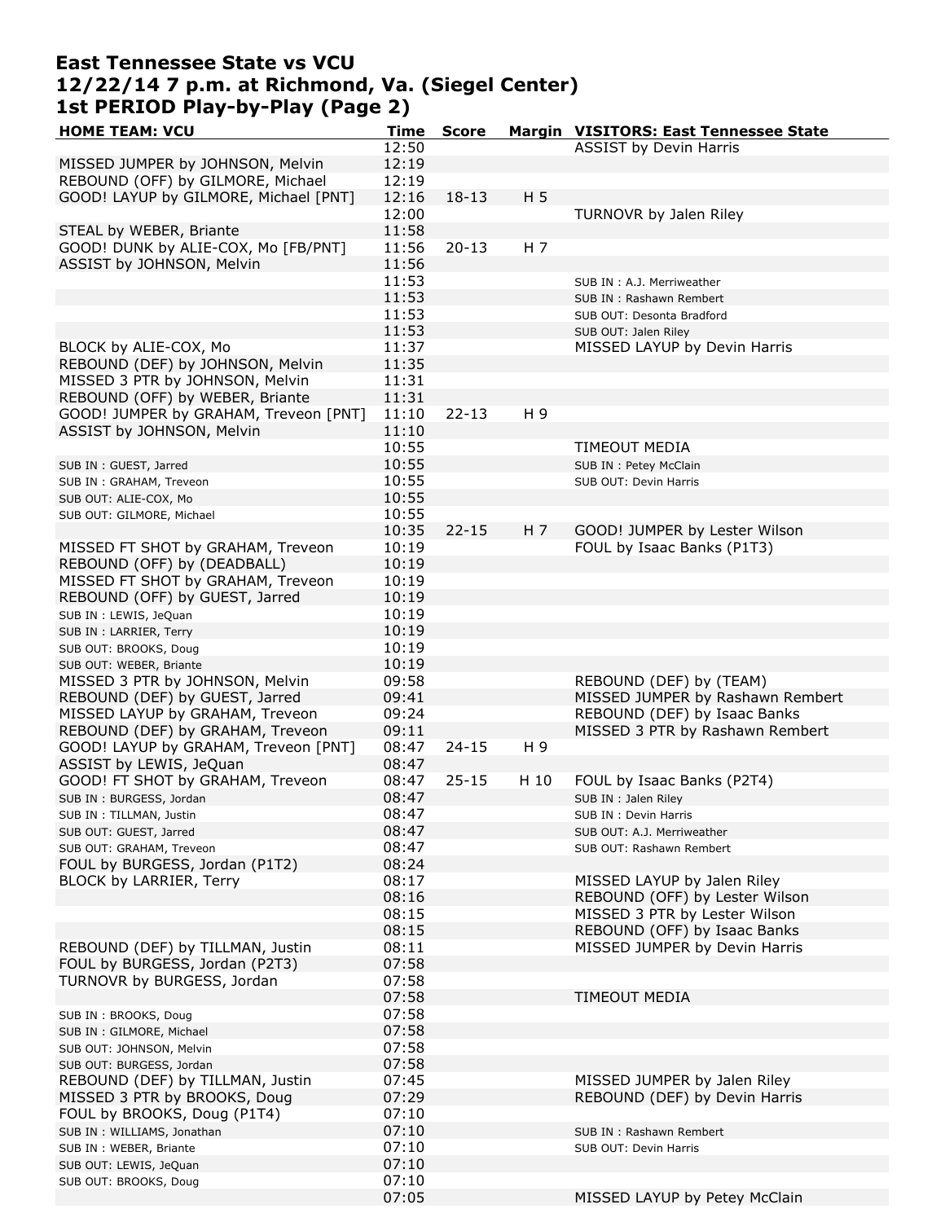# East Tennessee State vs VCU
# 12/22/14 7 p.m. at Richmond, Va. (Siegel Center)
# 1st PERIOD Play-by-Play (Page 2)

| HOME TEAM: VCU | Time | Score | Margin | VISITORS: East Tennessee State |
|---|---|---|---|---|
| | 12:50 | | | ASSIST by Devin Harris |
| MISSED JUMPER by JOHNSON, Melvin | 12:19 | | | |
| REBOUND (OFF) by GILMORE, Michael | 12:19 | | | |
| GOOD! LAYUP by GILMORE, Michael [PNT] | 12:16 | 18-13 | H 5 | |
| | 12:00 | | | TURNOVR by Jalen Riley |
| STEAL by WEBER, Briante | 11:58 | | | |
| GOOD! DUNK by ALIE-COX, Mo [FB/PNT] | 11:56 | 20-13 | H 7 | |
| ASSIST by JOHNSON, Melvin | 11:56 | | | |
| | 11:53 | | | SUB IN : A.J. Merriweather |
| | 11:53 | | | SUB IN : Rashawn Rembert |
| | 11:53 | | | SUB OUT: Desonta Bradford |
| | 11:53 | | | SUB OUT: Jalen Riley |
| BLOCK by ALIE-COX, Mo | 11:37 | | | MISSED LAYUP by Devin Harris |
| REBOUND (DEF) by JOHNSON, Melvin | 11:35 | | | |
| MISSED 3 PTR by JOHNSON, Melvin | 11:31 | | | |
| REBOUND (OFF) by WEBER, Briante | 11:31 | | | |
| GOOD! JUMPER by GRAHAM, Treveon [PNT] | 11:10 | 22-13 | H 9 | |
| ASSIST by JOHNSON, Melvin | 11:10 | | | |
| | 10:55 | | | TIMEOUT MEDIA |
| SUB IN : GUEST, Jarred | 10:55 | | | SUB IN : Petey McClain |
| SUB IN : GRAHAM, Treveon | 10:55 | | | SUB OUT: Devin Harris |
| SUB OUT: ALIE-COX, Mo | 10:55 | | | |
| SUB OUT: GILMORE, Michael | 10:55 | | | |
| | 10:35 | 22-15 | H 7 | GOOD! JUMPER by Lester Wilson |
| MISSED FT SHOT by GRAHAM, Treveon | 10:19 | | | FOUL by Isaac Banks (P1T3) |
| REBOUND (OFF) by (DEADBALL) | 10:19 | | | |
| MISSED FT SHOT by GRAHAM, Treveon | 10:19 | | | |
| REBOUND (OFF) by GUEST, Jarred | 10:19 | | | |
| SUB IN : LEWIS, JeQuan | 10:19 | | | |
| SUB IN : LARRIER, Terry | 10:19 | | | |
| SUB OUT: BROOKS, Doug | 10:19 | | | |
| SUB OUT: WEBER, Briante | 10:19 | | | |
| MISSED 3 PTR by JOHNSON, Melvin | 09:58 | | | REBOUND (DEF) by (TEAM) |
| REBOUND (DEF) by GUEST, Jarred | 09:41 | | | MISSED JUMPER by Rashawn Rembert |
| MISSED LAYUP by GRAHAM, Treveon | 09:24 | | | REBOUND (DEF) by Isaac Banks |
| REBOUND (DEF) by GRAHAM, Treveon | 09:11 | | | MISSED 3 PTR by Rashawn Rembert |
| GOOD! LAYUP by GRAHAM, Treveon [PNT] | 08:47 | 24-15 | H 9 | |
| ASSIST by LEWIS, JeQuan | 08:47 | | | |
| GOOD! FT SHOT by GRAHAM, Treveon | 08:47 | 25-15 | H 10 | FOUL by Isaac Banks (P2T4) |
| SUB IN : BURGESS, Jordan | 08:47 | | | SUB IN : Jalen Riley |
| SUB IN : TILLMAN, Justin | 08:47 | | | SUB IN : Devin Harris |
| SUB OUT: GUEST, Jarred | 08:47 | | | SUB OUT: A.J. Merriweather |
| SUB OUT: GRAHAM, Treveon | 08:47 | | | SUB OUT: Rashawn Rembert |
| FOUL by BURGESS, Jordan (P1T2) | 08:24 | | | |
| BLOCK by LARRIER, Terry | 08:17 | | | MISSED LAYUP by Jalen Riley |
| | 08:16 | | | REBOUND (OFF) by Lester Wilson |
| | 08:15 | | | MISSED 3 PTR by Lester Wilson |
| | 08:15 | | | REBOUND (OFF) by Isaac Banks |
| REBOUND (DEF) by TILLMAN, Justin | 08:11 | | | MISSED JUMPER by Devin Harris |
| FOUL by BURGESS, Jordan (P2T3) | 07:58 | | | |
| TURNOVR by BURGESS, Jordan | 07:58 | | | |
| | 07:58 | | | TIMEOUT MEDIA |
| SUB IN : BROOKS, Doug | 07:58 | | | |
| SUB IN : GILMORE, Michael | 07:58 | | | |
| SUB OUT: JOHNSON, Melvin | 07:58 | | | |
| SUB OUT: BURGESS, Jordan | 07:58 | | | |
| REBOUND (DEF) by TILLMAN, Justin | 07:45 | | | MISSED JUMPER by Jalen Riley |
| MISSED 3 PTR by BROOKS, Doug | 07:29 | | | REBOUND (DEF) by Devin Harris |
| FOUL by BROOKS, Doug (P1T4) | 07:10 | | | |
| SUB IN : WILLIAMS, Jonathan | 07:10 | | | SUB IN : Rashawn Rembert |
| SUB IN : WEBER, Briante | 07:10 | | | SUB OUT: Devin Harris |
| SUB OUT: LEWIS, JeQuan | 07:10 | | | |
| SUB OUT: BROOKS, Doug | 07:10 | | | |
| | 07:05 | | | MISSED LAYUP by Petey McClain |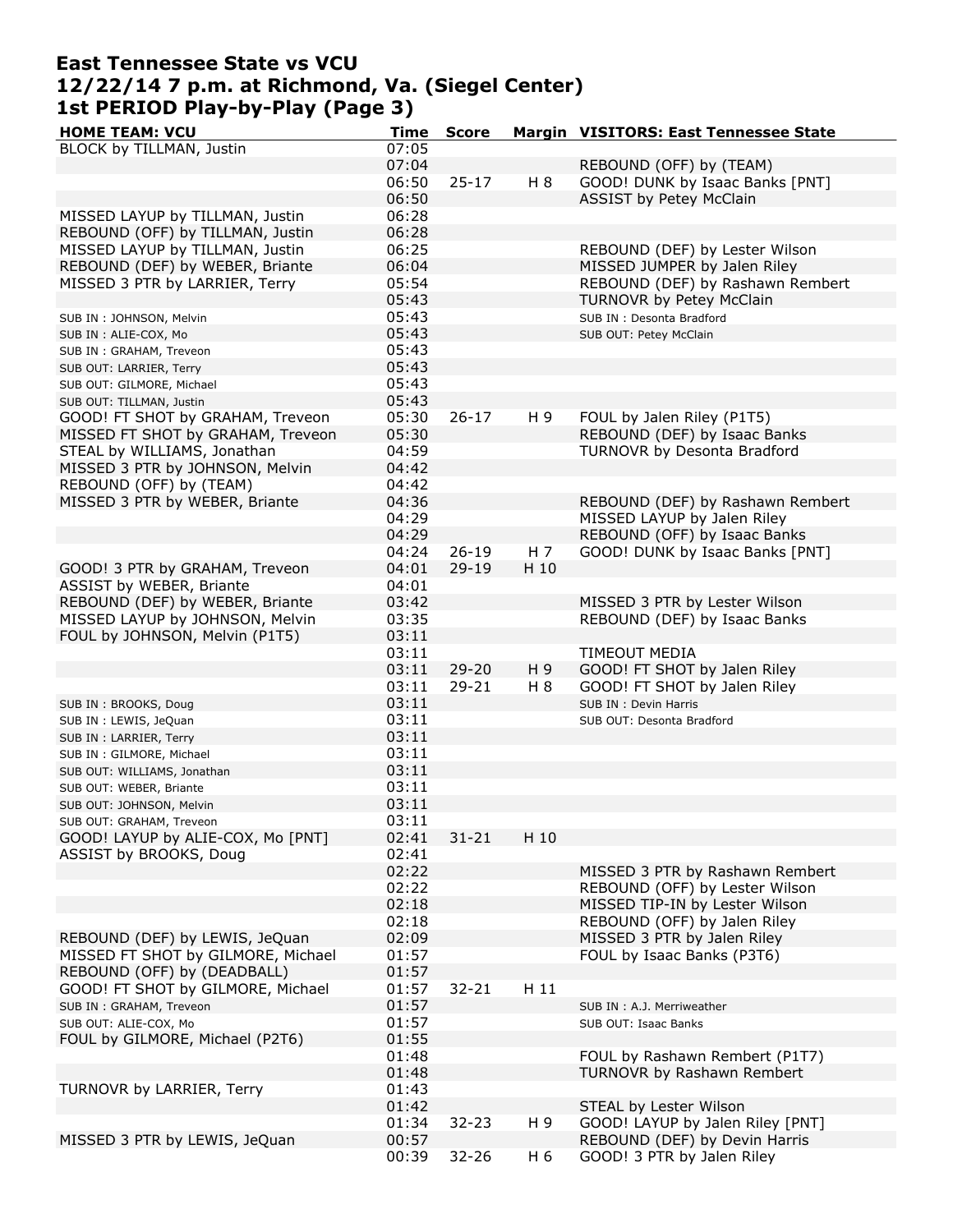# East Tennessee State vs VCU
# 12/22/14 7 p.m. at Richmond, Va. (Siegel Center)
# 1st PERIOD Play-by-Play (Page 3)

| HOME TEAM: VCU | Time | Score | Margin | VISITORS: East Tennessee State |
|---|---|---|---|---|
| BLOCK by TILLMAN, Justin | 07:05 | | | |
| | 07:04 | | | REBOUND (OFF) by (TEAM) |
| | 06:50 | 25-17 | H 8 | GOOD! DUNK by Isaac Banks [PNT] |
| | 06:50 | | | ASSIST by Petey McClain |
| MISSED LAYUP by TILLMAN, Justin | 06:28 | | | |
| REBOUND (OFF) by TILLMAN, Justin | 06:28 | | | |
| MISSED LAYUP by TILLMAN, Justin | 06:25 | | | REBOUND (DEF) by Lester Wilson |
| REBOUND (DEF) by WEBER, Briante | 06:04 | | | MISSED JUMPER by Jalen Riley |
| MISSED 3 PTR by LARRIER, Terry | 05:54 | | | REBOUND (DEF) by Rashawn Rembert |
| | 05:43 | | | TURNOVR by Petey McClain |
| SUB IN : JOHNSON, Melvin | 05:43 | | | SUB IN : Desonta Bradford |
| SUB IN : ALIE-COX, Mo | 05:43 | | | SUB OUT: Petey McClain |
| SUB IN : GRAHAM, Treveon | 05:43 | | | |
| SUB OUT: LARRIER, Terry | 05:43 | | | |
| SUB OUT: GILMORE, Michael | 05:43 | | | |
| SUB OUT: TILLMAN, Justin | 05:43 | | | |
| GOOD! FT SHOT by GRAHAM, Treveon | 05:30 | 26-17 | H 9 | FOUL by Jalen Riley (P1T5) |
| MISSED FT SHOT by GRAHAM, Treveon | 05:30 | | | REBOUND (DEF) by Isaac Banks |
| STEAL by WILLIAMS, Jonathan | 04:59 | | | TURNOVR by Desonta Bradford |
| MISSED 3 PTR by JOHNSON, Melvin | 04:42 | | | |
| REBOUND (OFF) by (TEAM) | 04:42 | | | |
| MISSED 3 PTR by WEBER, Briante | 04:36 | | | REBOUND (DEF) by Rashawn Rembert |
| | 04:29 | | | MISSED LAYUP by Jalen Riley |
| | 04:29 | | | REBOUND (OFF) by Isaac Banks |
| | 04:24 | 26-19 | H 7 | GOOD! DUNK by Isaac Banks [PNT] |
| GOOD! 3 PTR by GRAHAM, Treveon | 04:01 | 29-19 | H 10 | |
| ASSIST by WEBER, Briante | 04:01 | | | |
| REBOUND (DEF) by WEBER, Briante | 03:42 | | | MISSED 3 PTR by Lester Wilson |
| MISSED LAYUP by JOHNSON, Melvin | 03:35 | | | REBOUND (DEF) by Isaac Banks |
| FOUL by JOHNSON, Melvin (P1T5) | 03:11 | | | |
| | 03:11 | | | TIMEOUT MEDIA |
| | 03:11 | 29-20 | H 9 | GOOD! FT SHOT by Jalen Riley |
| | 03:11 | 29-21 | H 8 | GOOD! FT SHOT by Jalen Riley |
| SUB IN : BROOKS, Doug | 03:11 | | | SUB IN : Devin Harris |
| SUB IN : LEWIS, JeQuan | 03:11 | | | SUB OUT: Desonta Bradford |
| SUB IN : LARRIER, Terry | 03:11 | | | |
| SUB IN : GILMORE, Michael | 03:11 | | | |
| SUB OUT: WILLIAMS, Jonathan | 03:11 | | | |
| SUB OUT: WEBER, Briante | 03:11 | | | |
| SUB OUT: JOHNSON, Melvin | 03:11 | | | |
| SUB OUT: GRAHAM, Treveon | 03:11 | | | |
| GOOD! LAYUP by ALIE-COX, Mo [PNT] | 02:41 | 31-21 | H 10 | |
| ASSIST by BROOKS, Doug | 02:41 | | | |
| | 02:22 | | | MISSED 3 PTR by Rashawn Rembert |
| | 02:22 | | | REBOUND (OFF) by Lester Wilson |
| | 02:18 | | | MISSED TIP-IN by Lester Wilson |
| | 02:18 | | | REBOUND (OFF) by Jalen Riley |
| REBOUND (DEF) by LEWIS, JeQuan | 02:09 | | | MISSED 3 PTR by Jalen Riley |
| MISSED FT SHOT by GILMORE, Michael | 01:57 | | | FOUL by Isaac Banks (P3T6) |
| REBOUND (OFF) by (DEADBALL) | 01:57 | | | |
| GOOD! FT SHOT by GILMORE, Michael | 01:57 | 32-21 | H 11 | |
| SUB IN : GRAHAM, Treveon | 01:57 | | | SUB IN : A.J. Merriweather |
| SUB OUT: ALIE-COX, Mo | 01:57 | | | SUB OUT: Isaac Banks |
| FOUL by GILMORE, Michael (P2T6) | 01:55 | | | |
| | 01:48 | | | FOUL by Rashawn Rembert (P1T7) |
| | 01:48 | | | TURNOVR by Rashawn Rembert |
| TURNOVR by LARRIER, Terry | 01:43 | | | |
| | 01:42 | | | STEAL by Lester Wilson |
| | 01:34 | 32-23 | H 9 | GOOD! LAYUP by Jalen Riley [PNT] |
| MISSED 3 PTR by LEWIS, JeQuan | 00:57 | | | REBOUND (DEF) by Devin Harris |
| | 00:39 | 32-26 | H 6 | GOOD! 3 PTR by Jalen Riley |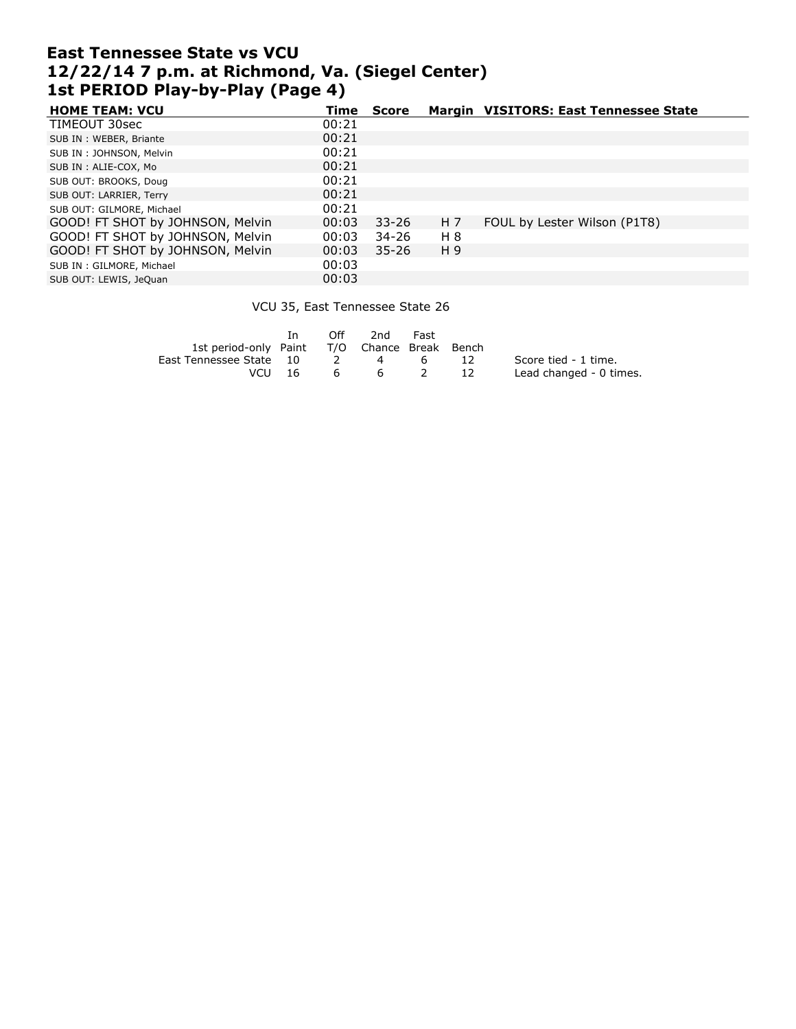# East Tennessee State vs VCU
# 12/22/14 7 p.m. at Richmond, Va. (Siegel Center)
# 1st PERIOD Play-by-Play (Page 4)

| HOME TEAM: VCU | Time | Score | Margin | VISITORS: East Tennessee State |
|---|---|---|---|---|
| TIMEOUT 30sec | 00:21 | | | |
| SUB IN : WEBER, Briante | 00:21 | | | |
| SUB IN : JOHNSON, Melvin | 00:21 | | | |
| SUB IN : ALIE-COX, Mo | 00:21 | | | |
| SUB OUT: BROOKS, Doug | 00:21 | | | |
| SUB OUT: LARRIER, Terry | 00:21 | | | |
| SUB OUT: GILMORE, Michael | 00:21 | | | |
| GOOD! FT SHOT by JOHNSON, Melvin | 00:03 | 33-26 | H 7 | FOUL by Lester Wilson (P1T8) |
| GOOD! FT SHOT by JOHNSON, Melvin | 00:03 | 34-26 | H 8 | |
| GOOD! FT SHOT by JOHNSON, Melvin | 00:03 | 35-26 | H 9 | |
| SUB IN : GILMORE, Michael | 00:03 | | | |
| SUB OUT: LEWIS, JeQuan | 00:03 | | | |

VCU 35, East Tennessee State 26

| 1st period-only | In Paint | Off T/O | 2nd Chance | Fast Break | Bench |
|---|---|---|---|---|---|
| East Tennessee State | 10 | 2 | 4 | 6 | 12 |
| VCU | 16 | 6 | 6 | 2 | 12 |

Score tied - 1 time.
Lead changed - 0 times.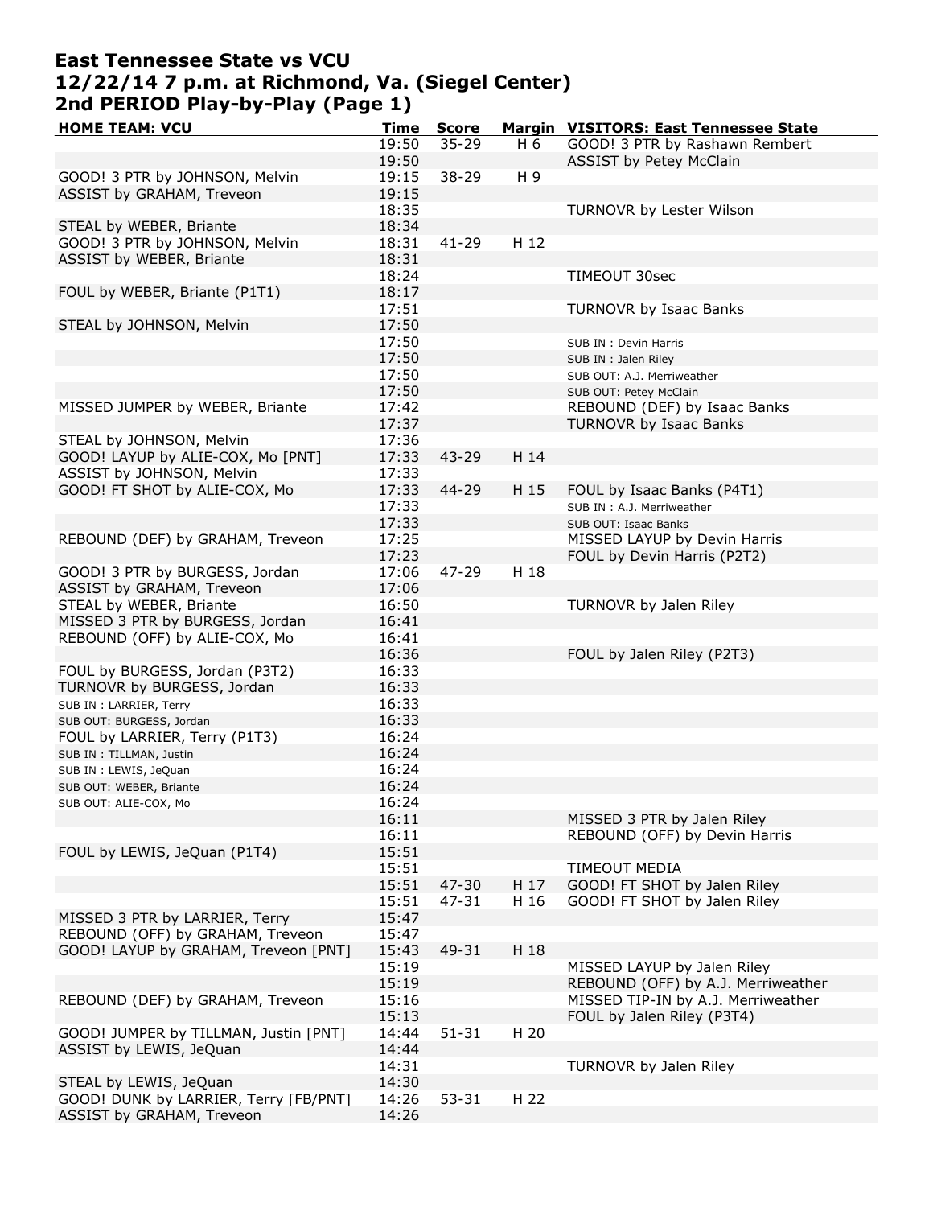# East Tennessee State vs VCU
# 12/22/14 7 p.m. at Richmond, Va. (Siegel Center)
# 2nd PERIOD Play-by-Play (Page 1)

| HOME TEAM: VCU | Time | Score | Margin | VISITORS: East Tennessee State |
|---|---|---|---|---|
| | 19:50 | 35-29 | H 6 | GOOD! 3 PTR by Rashawn Rembert |
| | 19:50 | | | ASSIST by Petey McClain |
| GOOD! 3 PTR by JOHNSON, Melvin | 19:15 | 38-29 | H 9 | |
| ASSIST by GRAHAM, Treveon | 19:15 | | | |
| | 18:35 | | | TURNOVR by Lester Wilson |
| STEAL by WEBER, Briante | 18:34 | | | |
| GOOD! 3 PTR by JOHNSON, Melvin | 18:31 | 41-29 | H 12 | |
| ASSIST by WEBER, Briante | 18:31 | | | |
| | 18:24 | | | TIMEOUT 30sec |
| FOUL by WEBER, Briante (P1T1) | 18:17 | | | |
| | 17:51 | | | TURNOVR by Isaac Banks |
| STEAL by JOHNSON, Melvin | 17:50 | | | |
| | 17:50 | | | SUB IN : Devin Harris |
| | 17:50 | | | SUB IN : Jalen Riley |
| | 17:50 | | | SUB OUT: A.J. Merriweather |
| | 17:50 | | | SUB OUT: Petey McClain |
| MISSED JUMPER by WEBER, Briante | 17:42 | | | REBOUND (DEF) by Isaac Banks |
| | 17:37 | | | TURNOVR by Isaac Banks |
| STEAL by JOHNSON, Melvin | 17:36 | | | |
| GOOD! LAYUP by ALIE-COX, Mo [PNT] | 17:33 | 43-29 | H 14 | |
| ASSIST by JOHNSON, Melvin | 17:33 | | | |
| GOOD! FT SHOT by ALIE-COX, Mo | 17:33 | 44-29 | H 15 | FOUL by Isaac Banks (P4T1) |
| | 17:33 | | | SUB IN : A.J. Merriweather |
| | 17:33 | | | SUB OUT: Isaac Banks |
| REBOUND (DEF) by GRAHAM, Treveon | 17:25 | | | MISSED LAYUP by Devin Harris |
| | 17:23 | | | FOUL by Devin Harris (P2T2) |
| GOOD! 3 PTR by BURGESS, Jordan | 17:06 | 47-29 | H 18 | |
| ASSIST by GRAHAM, Treveon | 17:06 | | | |
| STEAL by WEBER, Briante | 16:50 | | | TURNOVR by Jalen Riley |
| MISSED 3 PTR by BURGESS, Jordan | 16:41 | | | |
| REBOUND (OFF) by ALIE-COX, Mo | 16:41 | | | |
| | 16:36 | | | FOUL by Jalen Riley (P2T3) |
| FOUL by BURGESS, Jordan (P3T2) | 16:33 | | | |
| TURNOVR by BURGESS, Jordan | 16:33 | | | |
| SUB IN : LARRIER, Terry | 16:33 | | | |
| SUB OUT: BURGESS, Jordan | 16:33 | | | |
| FOUL by LARRIER, Terry (P1T3) | 16:24 | | | |
| SUB IN : TILLMAN, Justin | 16:24 | | | |
| SUB IN : LEWIS, JeQuan | 16:24 | | | |
| SUB OUT: WEBER, Briante | 16:24 | | | |
| SUB OUT: ALIE-COX, Mo | 16:24 | | | |
| | 16:11 | | | MISSED 3 PTR by Jalen Riley |
| | 16:11 | | | REBOUND (OFF) by Devin Harris |
| FOUL by LEWIS, JeQuan (P1T4) | 15:51 | | | |
| | 15:51 | | | TIMEOUT MEDIA |
| | 15:51 | 47-30 | H 17 | GOOD! FT SHOT by Jalen Riley |
| | 15:51 | 47-31 | H 16 | GOOD! FT SHOT by Jalen Riley |
| MISSED 3 PTR by LARRIER, Terry | 15:47 | | | |
| REBOUND (OFF) by GRAHAM, Treveon | 15:47 | | | |
| GOOD! LAYUP by GRAHAM, Treveon [PNT] | 15:43 | 49-31 | H 18 | |
| | 15:19 | | | MISSED LAYUP by Jalen Riley |
| | 15:19 | | | REBOUND (OFF) by A.J. Merriweather |
| REBOUND (DEF) by GRAHAM, Treveon | 15:16 | | | MISSED TIP-IN by A.J. Merriweather |
| | 15:13 | | | FOUL by Jalen Riley (P3T4) |
| GOOD! JUMPER by TILLMAN, Justin [PNT] | 14:44 | 51-31 | H 20 | |
| ASSIST by LEWIS, JeQuan | 14:44 | | | |
| | 14:31 | | | TURNOVR by Jalen Riley |
| STEAL by LEWIS, JeQuan | 14:30 | | | |
| GOOD! DUNK by LARRIER, Terry [FB/PNT] | 14:26 | 53-31 | H 22 | |
| ASSIST by GRAHAM, Treveon | 14:26 | | | |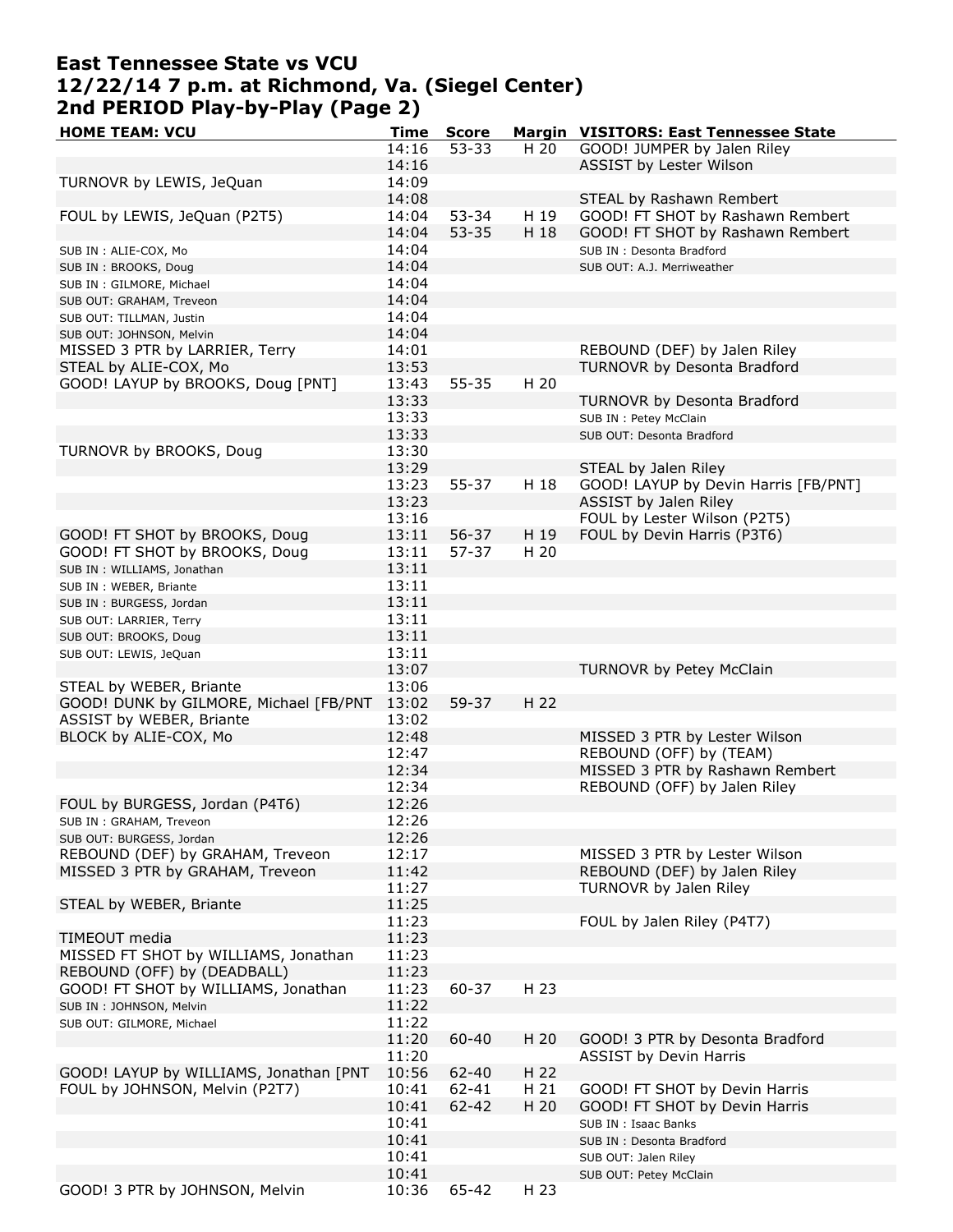# East Tennessee State vs VCU
# 12/22/14 7 p.m. at Richmond, Va. (Siegel Center)
# 2nd PERIOD Play-by-Play (Page 2)

| HOME TEAM: VCU | Time | Score | Margin | VISITORS: East Tennessee State |
|---|---|---|---|---|
| | 14:16 | 53-33 | H 20 | GOOD! JUMPER by Jalen Riley |
| | 14:16 | | | ASSIST by Lester Wilson |
| TURNOVR by LEWIS, JeQuan | 14:09 | | | |
| | 14:08 | | | STEAL by Rashawn Rembert |
| FOUL by LEWIS, JeQuan (P2T5) | 14:04 | 53-34 | H 19 | GOOD! FT SHOT by Rashawn Rembert |
| | 14:04 | 53-35 | H 18 | GOOD! FT SHOT by Rashawn Rembert |
| SUB IN : ALIE-COX, Mo | 14:04 | | | SUB IN : Desonta Bradford |
| SUB IN : BROOKS, Doug | 14:04 | | | SUB OUT: A.J. Merriweather |
| SUB IN : GILMORE, Michael | 14:04 | | | |
| SUB OUT: GRAHAM, Treveon | 14:04 | | | |
| SUB OUT: TILLMAN, Justin | 14:04 | | | |
| SUB OUT: JOHNSON, Melvin | 14:04 | | | |
| MISSED 3 PTR by LARRIER, Terry | 14:01 | | | REBOUND (DEF) by Jalen Riley |
| STEAL by ALIE-COX, Mo | 13:53 | | | TURNOVR by Desonta Bradford |
| GOOD! LAYUP by BROOKS, Doug [PNT] | 13:43 | 55-35 | H 20 | |
| | 13:33 | | | TURNOVR by Desonta Bradford |
| | 13:33 | | | SUB IN : Petey McClain |
| | 13:33 | | | SUB OUT: Desonta Bradford |
| TURNOVR by BROOKS, Doug | 13:30 | | | |
| | 13:29 | | | STEAL by Jalen Riley |
| | 13:23 | 55-37 | H 18 | GOOD! LAYUP by Devin Harris [FB/PNT] |
| | 13:23 | | | ASSIST by Jalen Riley |
| | 13:16 | | | FOUL by Lester Wilson (P2T5) |
| GOOD! FT SHOT by BROOKS, Doug | 13:11 | 56-37 | H 19 | FOUL by Devin Harris (P3T6) |
| GOOD! FT SHOT by BROOKS, Doug | 13:11 | 57-37 | H 20 | |
| SUB IN : WILLIAMS, Jonathan | 13:11 | | | |
| SUB IN : WEBER, Briante | 13:11 | | | |
| SUB IN : BURGESS, Jordan | 13:11 | | | |
| SUB OUT: LARRIER, Terry | 13:11 | | | |
| SUB OUT: BROOKS, Doug | 13:11 | | | |
| SUB OUT: LEWIS, JeQuan | 13:11 | | | |
| | 13:07 | | | TURNOVR by Petey McClain |
| STEAL by WEBER, Briante | 13:06 | | | |
| GOOD! DUNK by GILMORE, Michael [FB/PNT | 13:02 | 59-37 | H 22 | |
| ASSIST by WEBER, Briante | 13:02 | | | |
| BLOCK by ALIE-COX, Mo | 12:48 | | | MISSED 3 PTR by Lester Wilson |
| | 12:47 | | | REBOUND (OFF) by (TEAM) |
| | 12:34 | | | MISSED 3 PTR by Rashawn Rembert |
| | 12:34 | | | REBOUND (OFF) by Jalen Riley |
| FOUL by BURGESS, Jordan (P4T6) | 12:26 | | | |
| SUB IN : GRAHAM, Treveon | 12:26 | | | |
| SUB OUT: BURGESS, Jordan | 12:26 | | | |
| REBOUND (DEF) by GRAHAM, Treveon | 12:17 | | | MISSED 3 PTR by Lester Wilson |
| MISSED 3 PTR by GRAHAM, Treveon | 11:42 | | | REBOUND (DEF) by Jalen Riley |
| | 11:27 | | | TURNOVR by Jalen Riley |
| STEAL by WEBER, Briante | 11:25 | | | |
| | 11:23 | | | FOUL by Jalen Riley (P4T7) |
| TIMEOUT media | 11:23 | | | |
| MISSED FT SHOT by WILLIAMS, Jonathan | 11:23 | | | |
| REBOUND (OFF) by (DEADBALL) | 11:23 | | | |
| GOOD! FT SHOT by WILLIAMS, Jonathan | 11:23 | 60-37 | H 23 | |
| SUB IN : JOHNSON, Melvin | 11:22 | | | |
| SUB OUT: GILMORE, Michael | 11:22 | | | |
| | 11:20 | 60-40 | H 20 | GOOD! 3 PTR by Desonta Bradford |
| | 11:20 | | | ASSIST by Devin Harris |
| GOOD! LAYUP by WILLIAMS, Jonathan [PNT | 10:56 | 62-40 | H 22 | |
| FOUL by JOHNSON, Melvin (P2T7) | 10:41 | 62-41 | H 21 | GOOD! FT SHOT by Devin Harris |
| | 10:41 | 62-42 | H 20 | GOOD! FT SHOT by Devin Harris |
| | 10:41 | | | SUB IN : Isaac Banks |
| | 10:41 | | | SUB IN : Desonta Bradford |
| | 10:41 | | | SUB OUT: Jalen Riley |
| | 10:41 | | | SUB OUT: Petey McClain |
| GOOD! 3 PTR by JOHNSON, Melvin | 10:36 | 65-42 | H 23 | |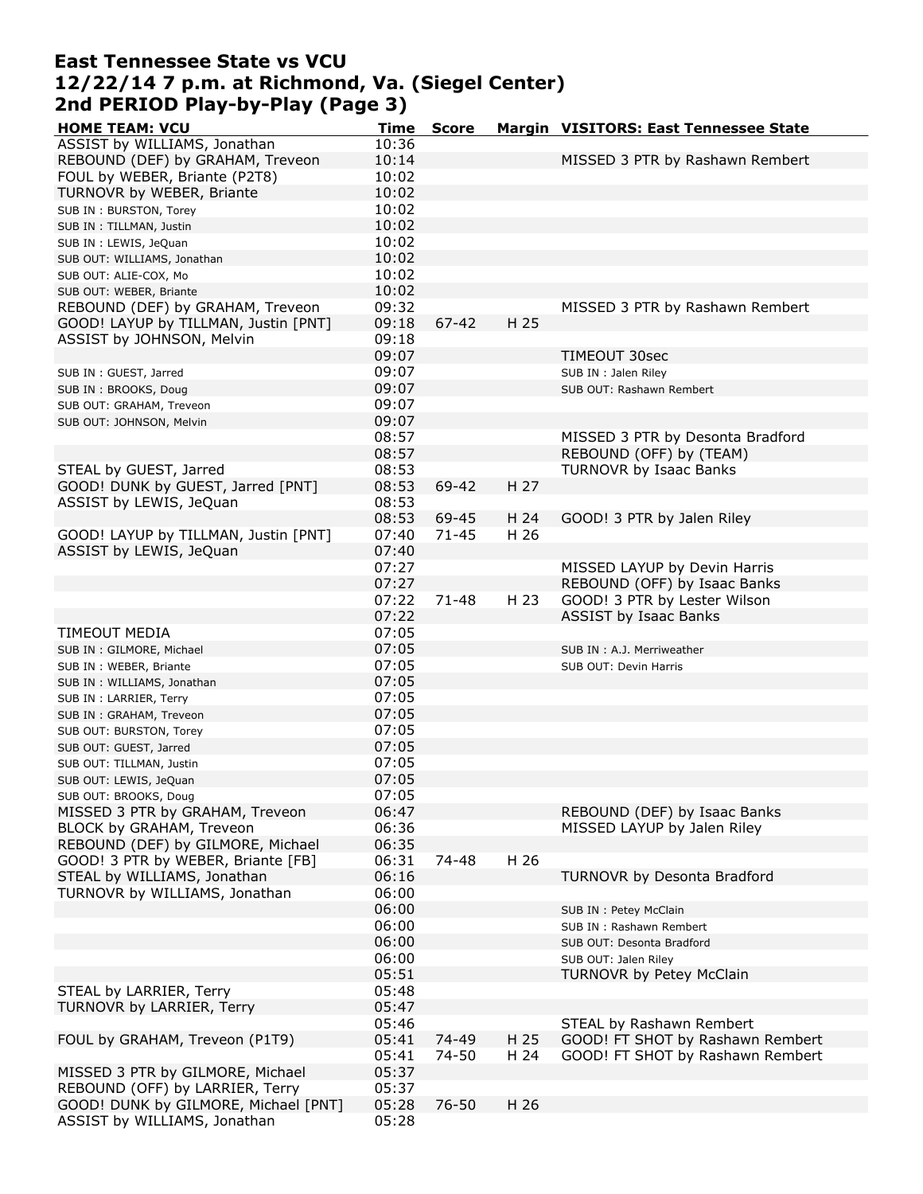# East Tennessee State vs VCU
# 12/22/14 7 p.m. at Richmond, Va. (Siegel Center)
# 2nd PERIOD Play-by-Play (Page 3)

| HOME TEAM: VCU | Time | Score | Margin | VISITORS: East Tennessee State |
|---|---|---|---|---|
| ASSIST by WILLIAMS, Jonathan | 10:36 | | | |
| REBOUND (DEF) by GRAHAM, Treveon | 10:14 | | | MISSED 3 PTR by Rashawn Rembert |
| FOUL by WEBER, Briante (P2T8) | 10:02 | | | |
| TURNOVR by WEBER, Briante | 10:02 | | | |
| SUB IN : BURSTON, Torey | 10:02 | | | |
| SUB IN : TILLMAN, Justin | 10:02 | | | |
| SUB IN : LEWIS, JeQuan | 10:02 | | | |
| SUB OUT: WILLIAMS, Jonathan | 10:02 | | | |
| SUB OUT: ALIE-COX, Mo | 10:02 | | | |
| SUB OUT: WEBER, Briante | 10:02 | | | |
| REBOUND (DEF) by GRAHAM, Treveon | 09:32 | | | MISSED 3 PTR by Rashawn Rembert |
| GOOD! LAYUP by TILLMAN, Justin [PNT] | 09:18 | 67-42 | H 25 | |
| ASSIST by JOHNSON, Melvin | 09:18 | | | |
| | 09:07 | | | TIMEOUT 30sec |
| SUB IN : GUEST, Jarred | 09:07 | | | SUB IN : Jalen Riley |
| SUB IN : BROOKS, Doug | 09:07 | | | SUB OUT: Rashawn Rembert |
| SUB OUT: GRAHAM, Treveon | 09:07 | | | |
| SUB OUT: JOHNSON, Melvin | 09:07 | | | |
| | 08:57 | | | MISSED 3 PTR by Desonta Bradford |
| | 08:57 | | | REBOUND (OFF) by (TEAM) |
| STEAL by GUEST, Jarred | 08:53 | | | TURNOVR by Isaac Banks |
| GOOD! DUNK by GUEST, Jarred [PNT] | 08:53 | 69-42 | H 27 | |
| ASSIST by LEWIS, JeQuan | 08:53 | | | |
| | 08:53 | 69-45 | H 24 | GOOD! 3 PTR by Jalen Riley |
| GOOD! LAYUP by TILLMAN, Justin [PNT] | 07:40 | 71-45 | H 26 | |
| ASSIST by LEWIS, JeQuan | 07:40 | | | |
| | 07:27 | | | MISSED LAYUP by Devin Harris |
| | 07:27 | | | REBOUND (OFF) by Isaac Banks |
| | 07:22 | 71-48 | H 23 | GOOD! 3 PTR by Lester Wilson |
| | 07:22 | | | ASSIST by Isaac Banks |
| TIMEOUT MEDIA | 07:05 | | | |
| SUB IN : GILMORE, Michael | 07:05 | | | SUB IN : A.J. Merriweather |
| SUB IN : WEBER, Briante | 07:05 | | | SUB OUT: Devin Harris |
| SUB IN : WILLIAMS, Jonathan | 07:05 | | | |
| SUB IN : LARRIER, Terry | 07:05 | | | |
| SUB IN : GRAHAM, Treveon | 07:05 | | | |
| SUB OUT: BURSTON, Torey | 07:05 | | | |
| SUB OUT: GUEST, Jarred | 07:05 | | | |
| SUB OUT: TILLMAN, Justin | 07:05 | | | |
| SUB OUT: LEWIS, JeQuan | 07:05 | | | |
| SUB OUT: BROOKS, Doug | 07:05 | | | |
| MISSED 3 PTR by GRAHAM, Treveon | 06:47 | | | REBOUND (DEF) by Isaac Banks |
| BLOCK by GRAHAM, Treveon | 06:36 | | | MISSED LAYUP by Jalen Riley |
| REBOUND (DEF) by GILMORE, Michael | 06:35 | | | |
| GOOD! 3 PTR by WEBER, Briante [FB] | 06:31 | 74-48 | H 26 | |
| STEAL by WILLIAMS, Jonathan | 06:16 | | | TURNOVR by Desonta Bradford |
| TURNOVR by WILLIAMS, Jonathan | 06:00 | | | |
| | 06:00 | | | SUB IN : Petey McClain |
| | 06:00 | | | SUB IN : Rashawn Rembert |
| | 06:00 | | | SUB OUT: Desonta Bradford |
| | 06:00 | | | SUB OUT: Jalen Riley |
| | 05:51 | | | TURNOVR by Petey McClain |
| STEAL by LARRIER, Terry | 05:48 | | | |
| TURNOVR by LARRIER, Terry | 05:47 | | | |
| | 05:46 | | | STEAL by Rashawn Rembert |
| FOUL by GRAHAM, Treveon (P1T9) | 05:41 | 74-49 | H 25 | GOOD! FT SHOT by Rashawn Rembert |
| | 05:41 | 74-50 | H 24 | GOOD! FT SHOT by Rashawn Rembert |
| MISSED 3 PTR by GILMORE, Michael | 05:37 | | | |
| REBOUND (OFF) by LARRIER, Terry | 05:37 | | | |
| GOOD! DUNK by GILMORE, Michael [PNT] | 05:28 | 76-50 | H 26 | |
| ASSIST by WILLIAMS, Jonathan | 05:28 | | | |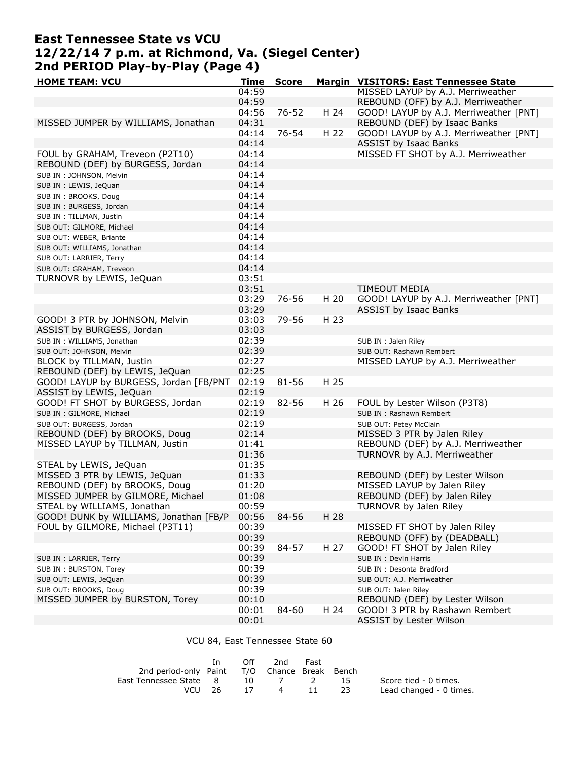# East Tennessee State vs VCU
## 12/22/14 7 p.m. at Richmond, Va. (Siegel Center)
## 2nd PERIOD Play-by-Play (Page 4)

| HOME TEAM: VCU | Time | Score | Margin | VISITORS: East Tennessee State |
|---|---|---|---|---|
| | 04:59 | | | MISSED LAYUP by A.J. Merriweather |
| | 04:59 | | | REBOUND (OFF) by A.J. Merriweather |
| | 04:56 | 76-52 | H 24 | GOOD! LAYUP by A.J. Merriweather [PNT] |
| MISSED JUMPER by WILLIAMS, Jonathan | 04:31 | | | REBOUND (DEF) by Isaac Banks |
| | 04:14 | 76-54 | H 22 | GOOD! LAYUP by A.J. Merriweather [PNT] |
| | 04:14 | | | ASSIST by Isaac Banks |
| FOUL by GRAHAM, Treveon (P2T10) | 04:14 | | | MISSED FT SHOT by A.J. Merriweather |
| REBOUND (DEF) by BURGESS, Jordan | 04:14 | | | |
| SUB IN : JOHNSON, Melvin | 04:14 | | | |
| SUB IN : LEWIS, JeQuan | 04:14 | | | |
| SUB IN : BROOKS, Doug | 04:14 | | | |
| SUB IN : BURGESS, Jordan | 04:14 | | | |
| SUB IN : TILLMAN, Justin | 04:14 | | | |
| SUB OUT: GILMORE, Michael | 04:14 | | | |
| SUB OUT: WEBER, Briante | 04:14 | | | |
| SUB OUT: WILLIAMS, Jonathan | 04:14 | | | |
| SUB OUT: LARRIER, Terry | 04:14 | | | |
| SUB OUT: GRAHAM, Treveon | 04:14 | | | |
| TURNOVR by LEWIS, JeQuan | 03:51 | | | |
| | 03:51 | | | TIMEOUT MEDIA |
| | 03:29 | 76-56 | H 20 | GOOD! LAYUP by A.J. Merriweather [PNT] |
| | 03:29 | | | ASSIST by Isaac Banks |
| GOOD! 3 PTR by JOHNSON, Melvin | 03:03 | 79-56 | H 23 | |
| ASSIST by BURGESS, Jordan | 03:03 | | | |
| SUB IN : WILLIAMS, Jonathan | 02:39 | | | SUB IN : Jalen Riley |
| SUB OUT: JOHNSON, Melvin | 02:39 | | | SUB OUT: Rashawn Rembert |
| BLOCK by TILLMAN, Justin | 02:27 | | | MISSED LAYUP by A.J. Merriweather |
| REBOUND (DEF) by LEWIS, JeQuan | 02:25 | | | |
| GOOD! LAYUP by BURGESS, Jordan [FB/PNT | 02:19 | 81-56 | H 25 | |
| ASSIST by LEWIS, JeQuan | 02:19 | | | |
| GOOD! FT SHOT by BURGESS, Jordan | 02:19 | 82-56 | H 26 | FOUL by Lester Wilson (P3T8) |
| SUB IN : GILMORE, Michael | 02:19 | | | SUB IN : Rashawn Rembert |
| SUB OUT: BURGESS, Jordan | 02:19 | | | SUB OUT: Petey McClain |
| REBOUND (DEF) by BROOKS, Doug | 02:14 | | | MISSED 3 PTR by Jalen Riley |
| MISSED LAYUP by TILLMAN, Justin | 01:41 | | | REBOUND (DEF) by A.J. Merriweather |
| | 01:36 | | | TURNOVR by A.J. Merriweather |
| STEAL by LEWIS, JeQuan | 01:35 | | | |
| MISSED 3 PTR by LEWIS, JeQuan | 01:33 | | | REBOUND (DEF) by Lester Wilson |
| REBOUND (DEF) by BROOKS, Doug | 01:20 | | | MISSED LAYUP by Jalen Riley |
| MISSED JUMPER by GILMORE, Michael | 01:08 | | | REBOUND (DEF) by Jalen Riley |
| STEAL by WILLIAMS, Jonathan | 00:59 | | | TURNOVR by Jalen Riley |
| GOOD! DUNK by WILLIAMS, Jonathan [FB/P | 00:56 | 84-56 | H 28 | |
| FOUL by GILMORE, Michael (P3T11) | 00:39 | | | MISSED FT SHOT by Jalen Riley |
| | 00:39 | | | REBOUND (OFF) by (DEADBALL) |
| | 00:39 | 84-57 | H 27 | GOOD! FT SHOT by Jalen Riley |
| SUB IN : LARRIER, Terry | 00:39 | | | SUB IN : Devin Harris |
| SUB IN : BURSTON, Torey | 00:39 | | | SUB IN : Desonta Bradford |
| SUB OUT: LEWIS, JeQuan | 00:39 | | | SUB OUT: A.J. Merriweather |
| SUB OUT: BROOKS, Doug | 00:39 | | | SUB OUT: Jalen Riley |
| MISSED JUMPER by BURSTON, Torey | 00:10 | | | REBOUND (DEF) by Lester Wilson |
| | 00:01 | 84-60 | H 24 | GOOD! 3 PTR by Rashawn Rembert |
| | 00:01 | | | ASSIST by Lester Wilson |

VCU 84, East Tennessee State 60

| 2nd period-only | In Paint | Off T/O | 2nd Chance | Fast Break | Bench |
|---|---|---|---|---|---|
| East Tennessee State | 8 | 10 | 7 | 2 | 15 |
| VCU | 26 | 17 | 4 | 11 | 23 |

Score tied - 0 times.
Lead changed - 0 times.